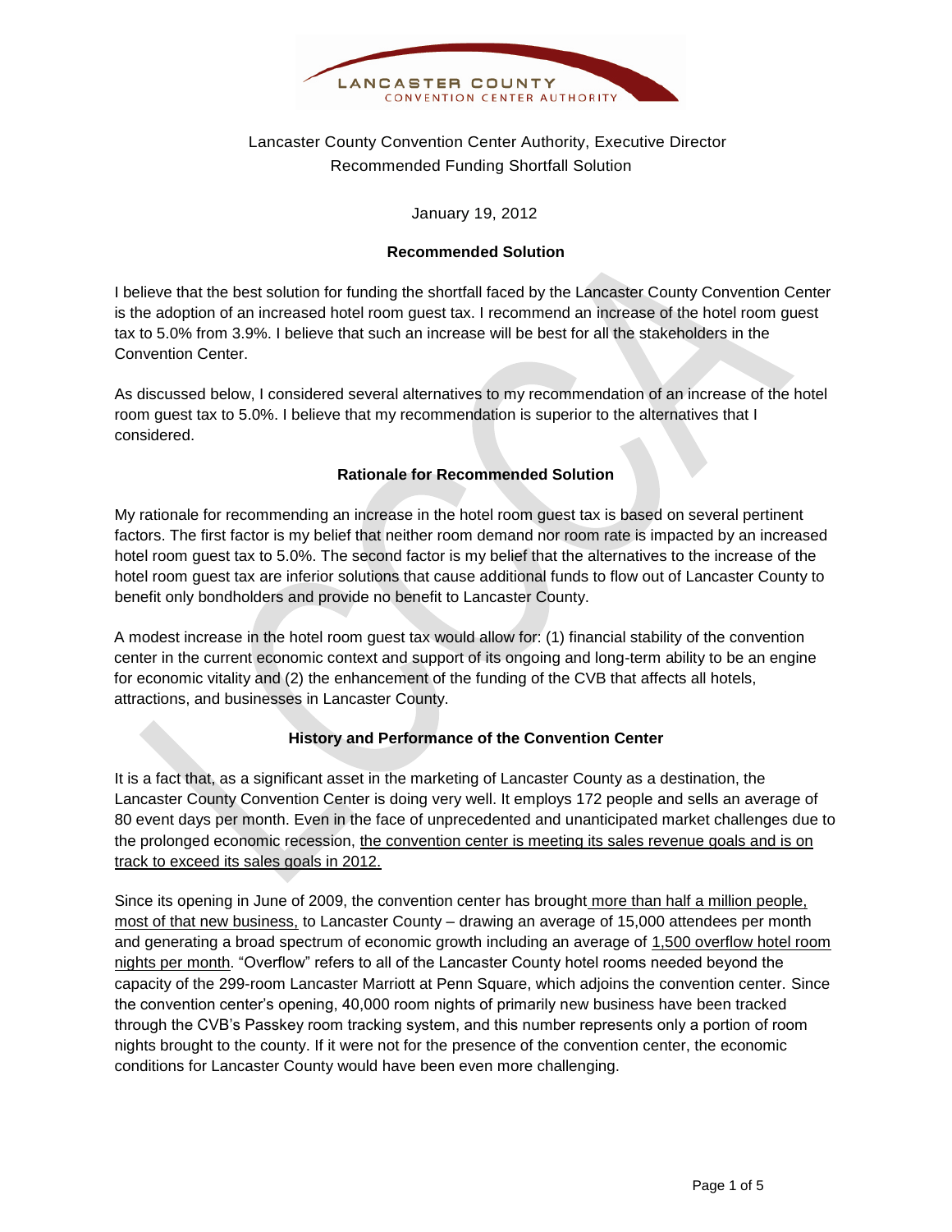LANCASTER COUNTY
CONVENTION CENTER AUTHORITY

Lancaster County Convention Center Authority, Executive Director
Recommended Funding Shortfall Solution

January 19, 2012

**Recommended Solution**

I believe that the best solution for funding the shortfall faced by the Lancaster County Convention Center is the adoption of an increased hotel room guest tax. I recommend an increase of the hotel room guest tax to 5.0% from 3.9%. I believe that such an increase will be best for all the stakeholders in the Convention Center.

As discussed below, I considered several alternatives to my recommendation of an increase of the hotel room guest tax to 5.0%. I believe that my recommendation is superior to the alternatives that I considered.

**Rationale for Recommended Solution**

My rationale for recommending an increase in the hotel room guest tax is based on several pertinent factors. The first factor is my belief that neither room demand nor room rate is impacted by an increased hotel room guest tax to 5.0%. The second factor is my belief that the alternatives to the increase of the hotel room guest tax are inferior solutions that cause additional funds to flow out of Lancaster County to benefit only bondholders and provide no benefit to Lancaster County.

A modest increase in the hotel room guest tax would allow for: (1) financial stability of the convention center in the current economic context and support of its ongoing and long-term ability to be an engine for economic vitality and (2) the enhancement of the funding of the CVB that affects all hotels, attractions, and businesses in Lancaster County.

**History and Performance of the Convention Center**

It is a fact that, as a significant asset in the marketing of Lancaster County as a destination, the Lancaster County Convention Center is doing very well. It employs 172 people and sells an average of 80 event days per month. Even in the face of unprecedented and unanticipated market challenges due to the prolonged economic recession, the convention center is meeting its sales revenue goals and is on track to exceed its sales goals in 2012.

Since its opening in June of 2009, the convention center has brought more than half a million people, most of that new business, to Lancaster County – drawing an average of 15,000 attendees per month and generating a broad spectrum of economic growth including an average of 1,500 overflow hotel room nights per month. "Overflow" refers to all of the Lancaster County hotel rooms needed beyond the capacity of the 299-room Lancaster Marriott at Penn Square, which adjoins the convention center. Since the convention center's opening, 40,000 room nights of primarily new business have been tracked through the CVB's Passkey room tracking system, and this number represents only a portion of room nights brought to the county. If it were not for the presence of the convention center, the economic conditions for Lancaster County would have been even more challenging.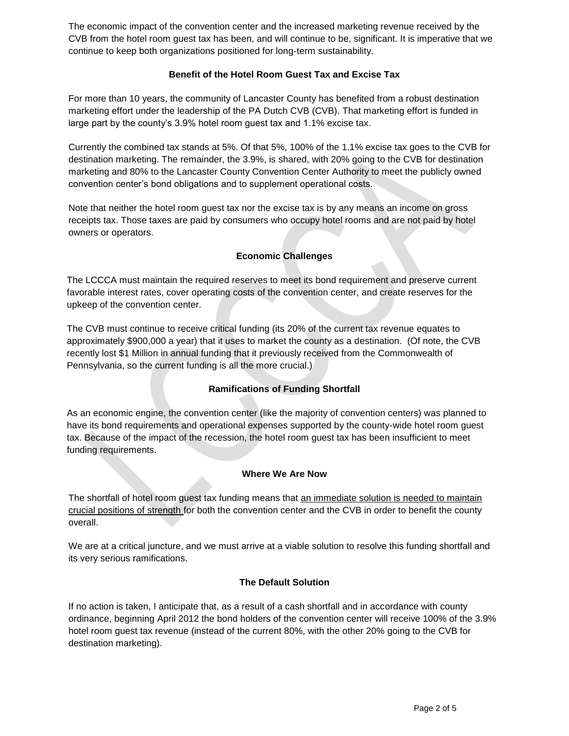The economic impact of the convention center and the increased marketing revenue received by the CVB from the hotel room guest tax has been, and will continue to be, significant. It is imperative that we continue to keep both organizations positioned for long-term sustainability.

**Benefit of the Hotel Room Guest Tax and Excise Tax**

For more than 10 years, the community of Lancaster County has benefited from a robust destination marketing effort under the leadership of the PA Dutch CVB (CVB). That marketing effort is funded in large part by the county's 3.9% hotel room guest tax and 1.1% excise tax.

Currently the combined tax stands at 5%. Of that 5%, 100% of the 1.1% excise tax goes to the CVB for destination marketing. The remainder, the 3.9%, is shared, with 20% going to the CVB for destination marketing and 80% to the Lancaster County Convention Center Authority to meet the publicly owned convention center's bond obligations and to supplement operational costs.

Note that neither the hotel room guest tax nor the excise tax is by any means an income on gross receipts tax. Those taxes are paid by consumers who occupy hotel rooms and are not paid by hotel owners or operators.

**Economic Challenges**

The LCCCA must maintain the required reserves to meet its bond requirement and preserve current favorable interest rates, cover operating costs of the convention center, and create reserves for the upkeep of the convention center.

The CVB must continue to receive critical funding (its 20% of the current tax revenue equates to approximately $900,000 a year) that it uses to market the county as a destination. (Of note, the CVB recently lost $1 Million in annual funding that it previously received from the Commonwealth of Pennsylvania, so the current funding is all the more crucial.)

**Ramifications of Funding Shortfall**

As an economic engine, the convention center (like the majority of convention centers) was planned to have its bond requirements and operational expenses supported by the county-wide hotel room guest tax. Because of the impact of the recession, the hotel room guest tax has been insufficient to meet funding requirements.

**Where We Are Now**

The shortfall of hotel room guest tax funding means that an immediate solution is needed to maintain crucial positions of strength for both the convention center and the CVB in order to benefit the county overall.

We are at a critical juncture, and we must arrive at a viable solution to resolve this funding shortfall and its very serious ramifications.

**The Default Solution**

If no action is taken, I anticipate that, as a result of a cash shortfall and in accordance with county ordinance, beginning April 2012 the bond holders of the convention center will receive 100% of the 3.9% hotel room guest tax revenue (instead of the current 80%, with the other 20% going to the CVB for destination marketing).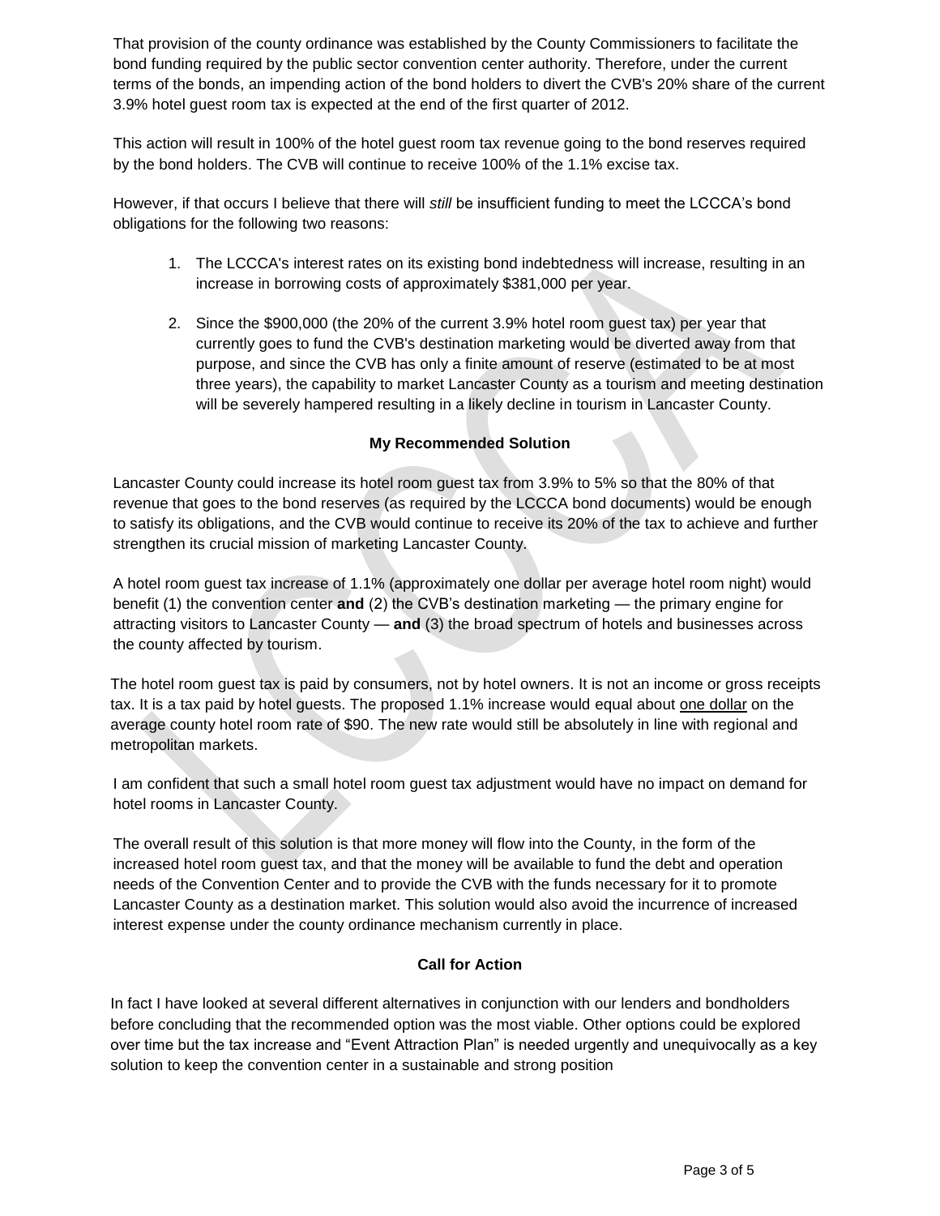That provision of the county ordinance was established by the County Commissioners to facilitate the bond funding required by the public sector convention center authority. Therefore, under the current terms of the bonds, an impending action of the bond holders to divert the CVB's 20% share of the current 3.9% hotel guest room tax is expected at the end of the first quarter of 2012.

This action will result in 100% of the hotel guest room tax revenue going to the bond reserves required by the bond holders. The CVB will continue to receive 100% of the 1.1% excise tax.

However, if that occurs I believe that there will *still* be insufficient funding to meet the LCCCA's bond obligations for the following two reasons:

1. The LCCCA's interest rates on its existing bond indebtedness will increase, resulting in an increase in borrowing costs of approximately $381,000 per year.
2. Since the $900,000 (the 20% of the current 3.9% hotel room guest tax) per year that currently goes to fund the CVB's destination marketing would be diverted away from that purpose, and since the CVB has only a finite amount of reserve (estimated to be at most three years), the capability to market Lancaster County as a tourism and meeting destination will be severely hampered resulting in a likely decline in tourism in Lancaster County.

**My Recommended Solution**

Lancaster County could increase its hotel room guest tax from 3.9% to 5% so that the 80% of that revenue that goes to the bond reserves (as required by the LCCCA bond documents) would be enough to satisfy its obligations, and the CVB would continue to receive its 20% of the tax to achieve and further strengthen its crucial mission of marketing Lancaster County.

A hotel room guest tax increase of 1.1% (approximately one dollar per average hotel room night) would benefit (1) the convention center **and** (2) the CVB's destination marketing — the primary engine for attracting visitors to Lancaster County — **and** (3) the broad spectrum of hotels and businesses across the county affected by tourism.

The hotel room guest tax is paid by consumers, not by hotel owners. It is not an income or gross receipts tax. It is a tax paid by hotel guests. The proposed 1.1% increase would equal about <u>one dollar</u> on the average county hotel room rate of $90. The new rate would still be absolutely in line with regional and metropolitan markets.

I am confident that such a small hotel room guest tax adjustment would have no impact on demand for hotel rooms in Lancaster County.

The overall result of this solution is that more money will flow into the County, in the form of the increased hotel room guest tax, and that the money will be available to fund the debt and operation needs of the Convention Center and to provide the CVB with the funds necessary for it to promote Lancaster County as a destination market. This solution would also avoid the incurrence of increased interest expense under the county ordinance mechanism currently in place.

**Call for Action**

In fact I have looked at several different alternatives in conjunction with our lenders and bondholders before concluding that the recommended option was the most viable. Other options could be explored over time but the tax increase and "Event Attraction Plan" is needed urgently and unequivocally as a key solution to keep the convention center in a sustainable and strong position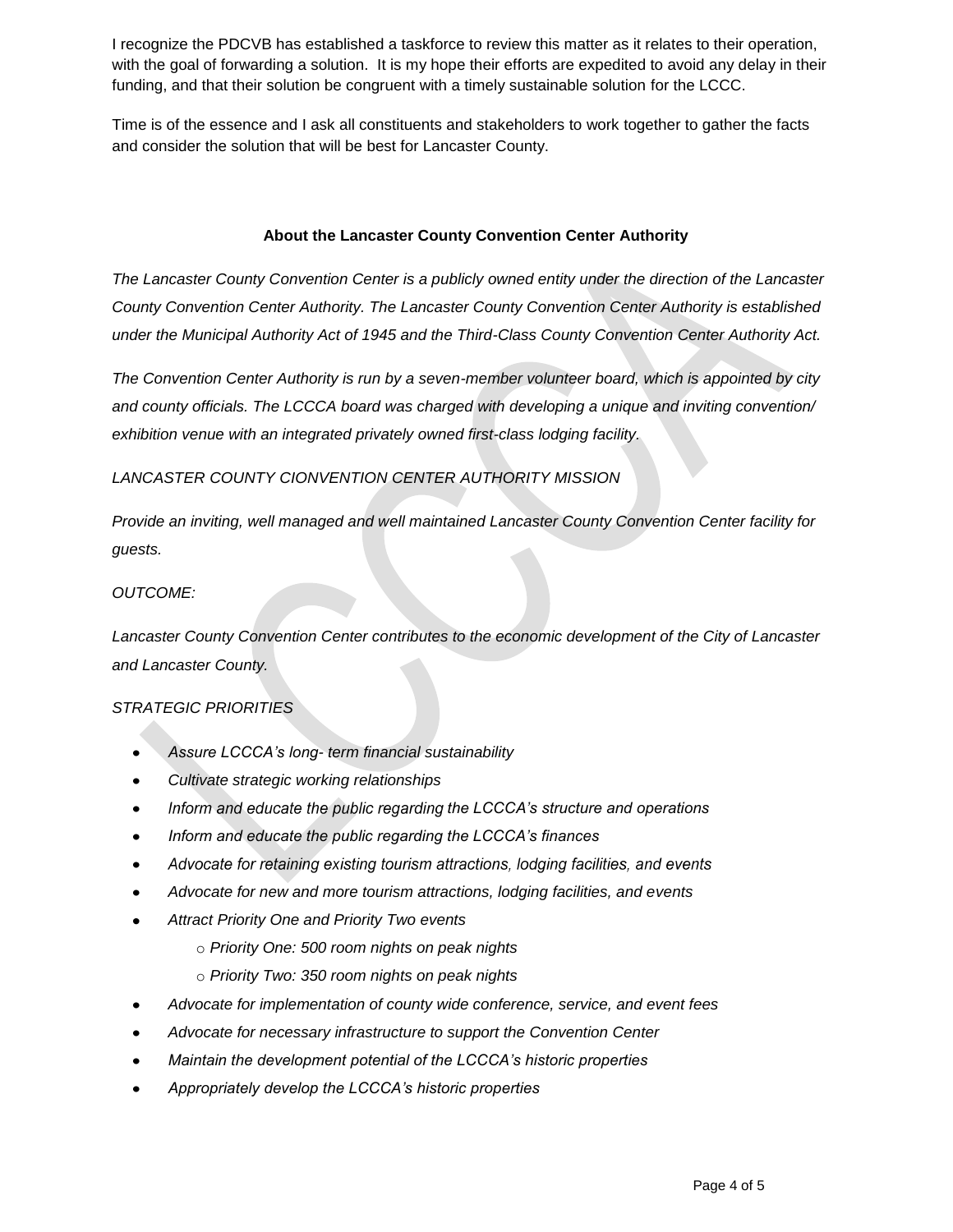I recognize the PDCVB has established a taskforce to review this matter as it relates to their operation, with the goal of forwarding a solution. It is my hope their efforts are expedited to avoid any delay in their funding, and that their solution be congruent with a timely sustainable solution for the LCCC.

Time is of the essence and I ask all constituents and stakeholders to work together to gather the facts and consider the solution that will be best for Lancaster County.

**About the Lancaster County Convention Center Authority**

*The Lancaster County Convention Center is a publicly owned entity under the direction of the Lancaster County Convention Center Authority. The Lancaster County Convention Center Authority is established under the Municipal Authority Act of 1945 and the Third-Class County Convention Center Authority Act.*

*The Convention Center Authority is run by a seven-member volunteer board, which is appointed by city and county officials. The LCCCA board was charged with developing a unique and inviting convention/ exhibition venue with an integrated privately owned first-class lodging facility.*

*LANCASTER COUNTY CIONVENTION CENTER AUTHORITY MISSION*

*Provide an inviting, well managed and well maintained Lancaster County Convention Center facility for guests.*

*OUTCOME:*

*Lancaster County Convention Center contributes to the economic development of the City of Lancaster and Lancaster County.*

*STRATEGIC PRIORITIES*

- *Assure LCCCA's long- term financial sustainability*
- *Cultivate strategic working relationships*
- *Inform and educate the public regarding the LCCCA's structure and operations*
- *Inform and educate the public regarding the LCCCA's finances*
- *Advocate for retaining existing tourism attractions, lodging facilities, and events*
- *Advocate for new and more tourism attractions, lodging facilities, and events*
- *Attract Priority One and Priority Two events*
  - *Priority One: 500 room nights on peak nights*
  - *Priority Two: 350 room nights on peak nights*
- *Advocate for implementation of county wide conference, service, and event fees*
- *Advocate for necessary infrastructure to support the Convention Center*
- *Maintain the development potential of the LCCCA's historic properties*
- *Appropriately develop the LCCCA's historic properties*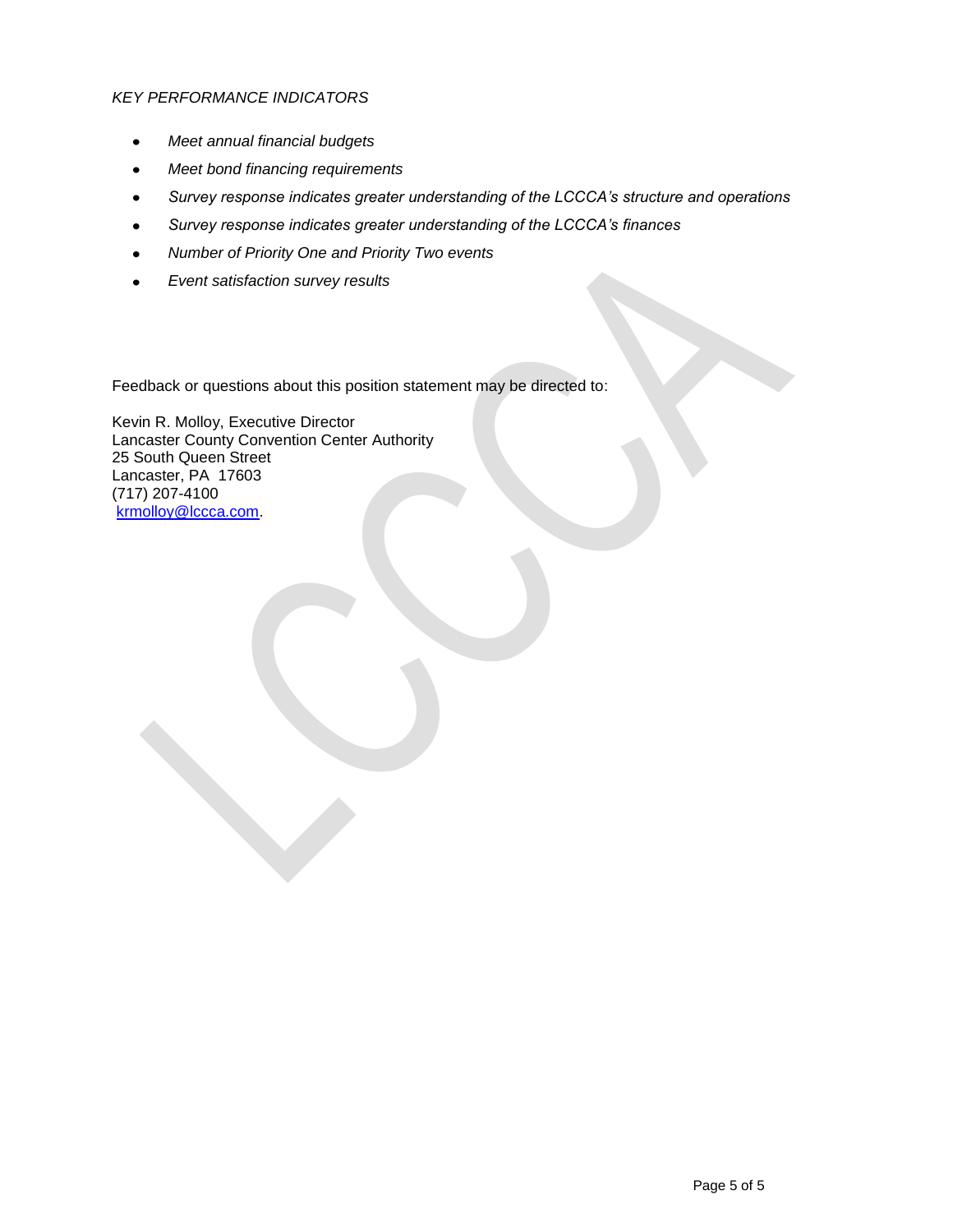*KEY PERFORMANCE INDICATORS*

- *Meet annual financial budgets*
- *Meet bond financing requirements*
- *Survey response indicates greater understanding of the LCCCA's structure and operations*
- *Survey response indicates greater understanding of the LCCCA's finances*
- *Number of Priority One and Priority Two events*
- *Event satisfaction survey results*

Feedback or questions about this position statement may be directed to:

Kevin R. Molloy, Executive Director
Lancaster County Convention Center Authority
25 South Queen Street
Lancaster, PA 17603
(717) 207-4100
krmolloy@lccca.com.